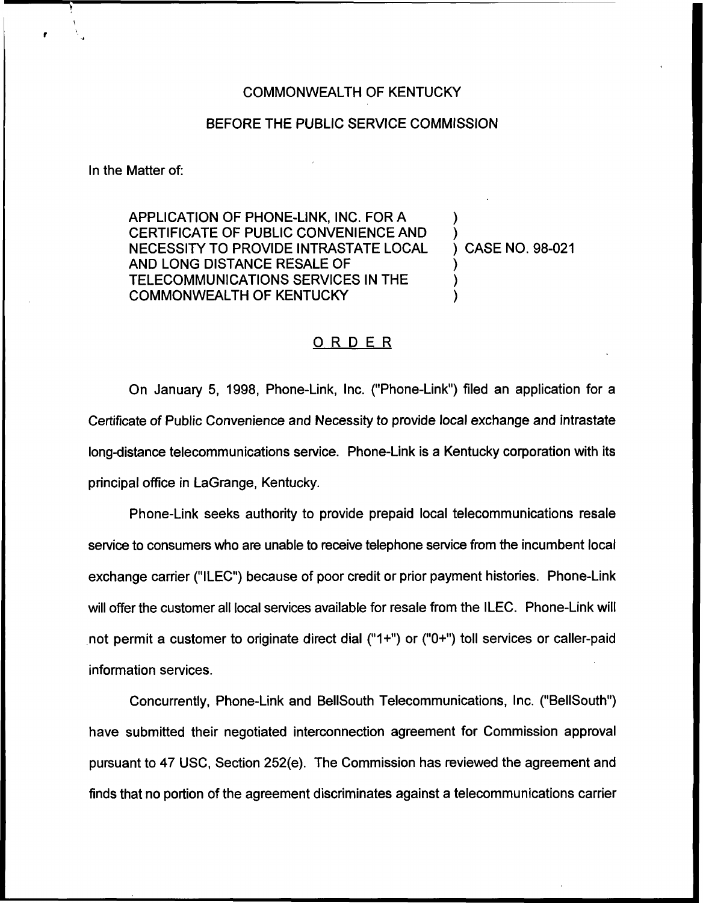COMMONWEALTH OF KENTUCKY

BEFORE THE PUBLIC SERVICE COMMISSION

In the Matter of:

APPLICATION OF PHONE-LINK, INC. FOR A CERTIFICATE OF PUBLIC CONVENIENCE AND NECESSITY TO PROVIDE INTRASTATE LOCAL AND LONG DISTANCE RESALE OF TELECOMMUNICATIONS SERVICES IN THE COMMONWEALTH OF KENTUCKY ) CASE NO. 98-021

# ORDER

On January 5, 1998, Phone-Link, Inc. ("Phone-Link") filed an application for a Certificate of Public Convenience and Necessity to provide local exchange and intrastate long-distance telecommunications service. Phone-Link is a Kentucky corporation with its principal office in LaGrange, Kentucky.

Phone-Link seeks authority to provide prepaid local telecommunications resale service to consumers who are unable to receive telephone service from the incumbent local exchange carrier ("ILEC") because of poor credit or prior payment histories. Phone-Link will offer the customer all local services available for resale from the ILEC. Phone-Link will not permit a customer to originate direct dial ("1+") or ("0+") toll services or caller-paid information services.

Concurrently, Phone-Link and BellSouth Telecommunications, Inc. ("BellSouth") have submitted their negotiated interconnection agreement for Commission approval pursuant to 47 USC, Section 252(e). The Commission has reviewed the agreement and finds that no portion of the agreement discriminates against a telecommunications carrier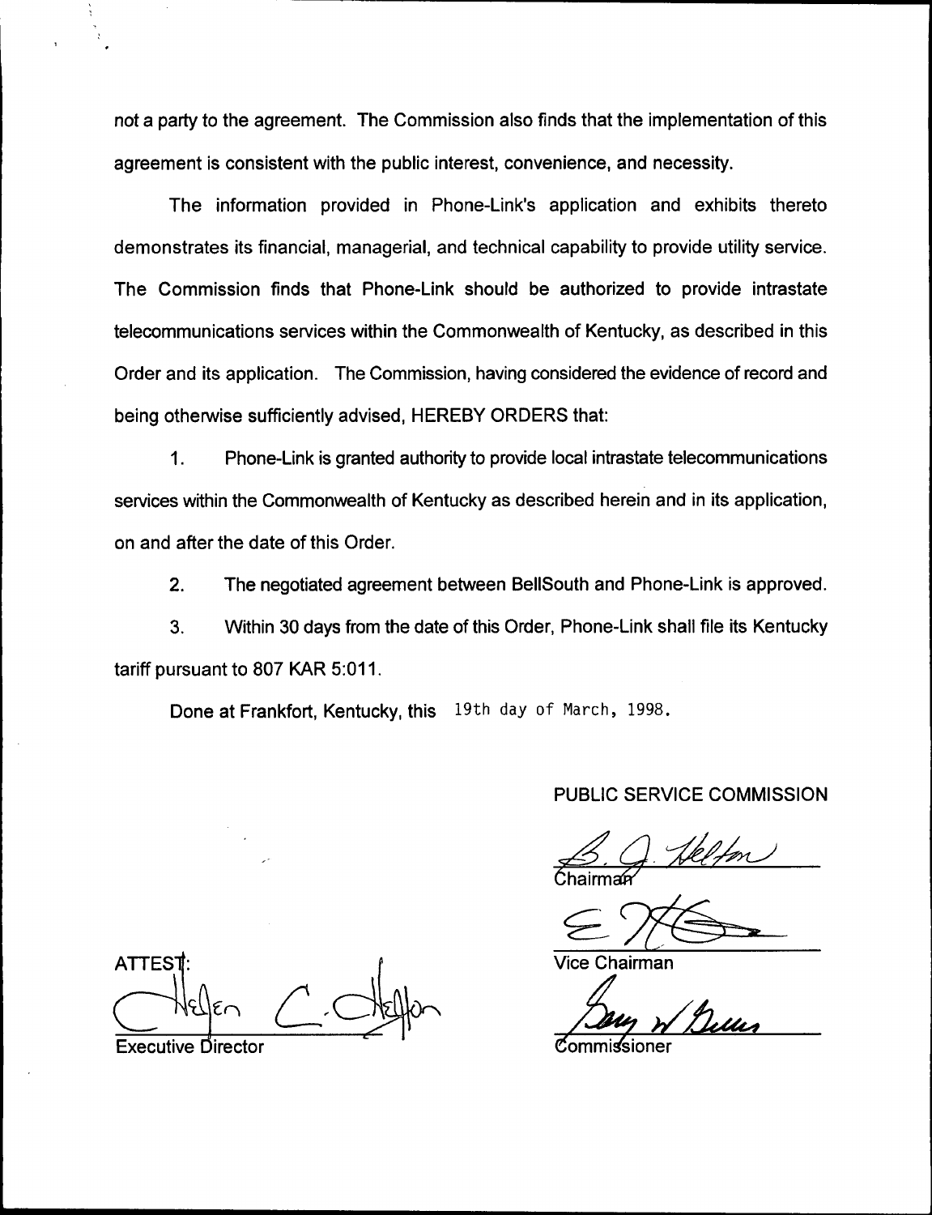not a party to the agreement. The Commission also finds that the implementation of this agreement is consistent with the public interest, convenience, and necessity.

The information provided in Phone-Link's application and exhibits thereto demonstrates its financial, managerial, and technical capability to provide utility service. The Commission finds that Phone-Link should be authorized to provide intrastate telecommunications services within the Commonwealth of Kentucky, as described in this Order and its application. The Commission, having considered the evidence of record and being otherwise sufficiently advised, HEREBY ORDERS that:

1. Phone-Link is granted authority to provide local intrastate telecommunications services within the Commonwealth of Kentucky as described herein and in its application, on and after the date of this Order.

2. The negotiated agreement between BellSouth and Phone-Link is approved.

3. Within 30 days from the date of this Order, Phone-Link shall file its Kentucky tariff pursuant to 807 KAR 5:011.

Done at Frankfort, Kentucky, this 19th day of March, 1998.

PUBLIC SERVICE COMMISSION

Chairman

Vice Chairman

Commissioner

ATTEST:

Executive Director